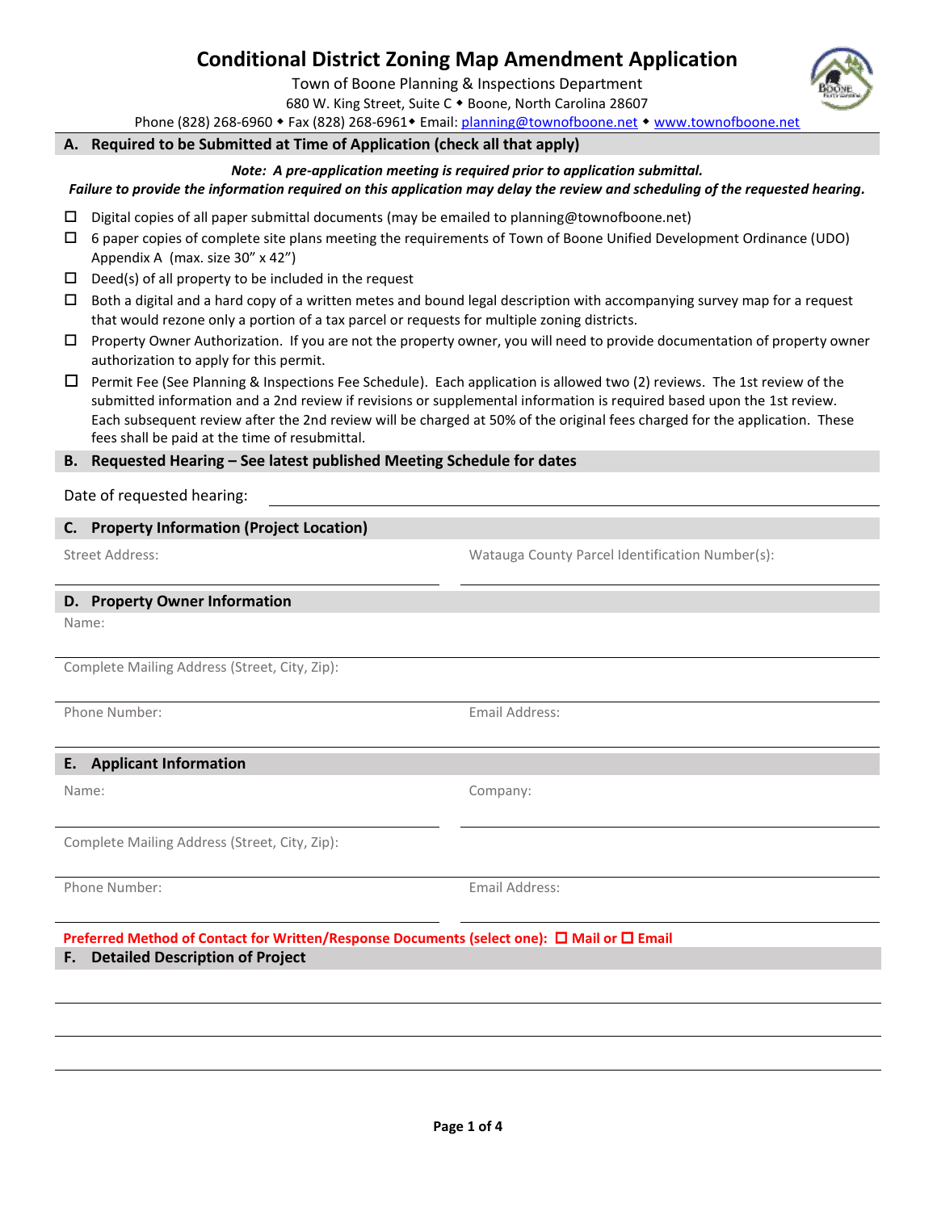# Conditional District Zoning Map Amendment Application

Town of Boone Planning & Inspections Department
680 W. King Street, Suite C ◆ Boone, North Carolina 28607
Phone (828) 268-6960 ◆ Fax (828) 268-6961◆ Email: planning@townofboone.net ◆ www.townofboone.net

## A. Required to be Submitted at Time of Application (check all that apply)

***Note: A pre-application meeting is required prior to application submittal.***
***Failure to provide the information required on this application may delay the review and scheduling of the requested hearing.***

- ☐ Digital copies of all paper submittal documents (may be emailed to planning@townofboone.net)
- ☐ 6 paper copies of complete site plans meeting the requirements of Town of Boone Unified Development Ordinance (UDO) Appendix A (max. size 30" x 42")
- ☐ Deed(s) of all property to be included in the request
- ☐ Both a digital and a hard copy of a written metes and bound legal description with accompanying survey map for a request that would rezone only a portion of a tax parcel or requests for multiple zoning districts.
- ☐ Property Owner Authorization. If you are not the property owner, you will need to provide documentation of property owner authorization to apply for this permit.
- ☐ Permit Fee (See Planning & Inspections Fee Schedule). Each application is allowed two (2) reviews. The 1st review of the submitted information and a 2nd review if revisions or supplemental information is required based upon the 1st review. Each subsequent review after the 2nd review will be charged at 50% of the original fees charged for the application. These fees shall be paid at the time of resubmittal.

## B. Requested Hearing – See latest published Meeting Schedule for dates

Date of requested hearing: ____________________

## C. Property Information (Project Location)

Street Address: ____________________

Watauga County Parcel Identification Number(s): ____________________

## D. Property Owner Information

Name: ____________________

Complete Mailing Address (Street, City, Zip): ____________________

Phone Number: ____________________

Email Address: ____________________

## E. Applicant Information

Name: ____________________

Company: ____________________

Complete Mailing Address (Street, City, Zip): ____________________

Phone Number: ____________________

Email Address: ____________________

**Preferred Method of Contact for Written/Response Documents (select one): ☐ Mail or ☐ Email**

## F. Detailed Description of Project

____________________

____________________

____________________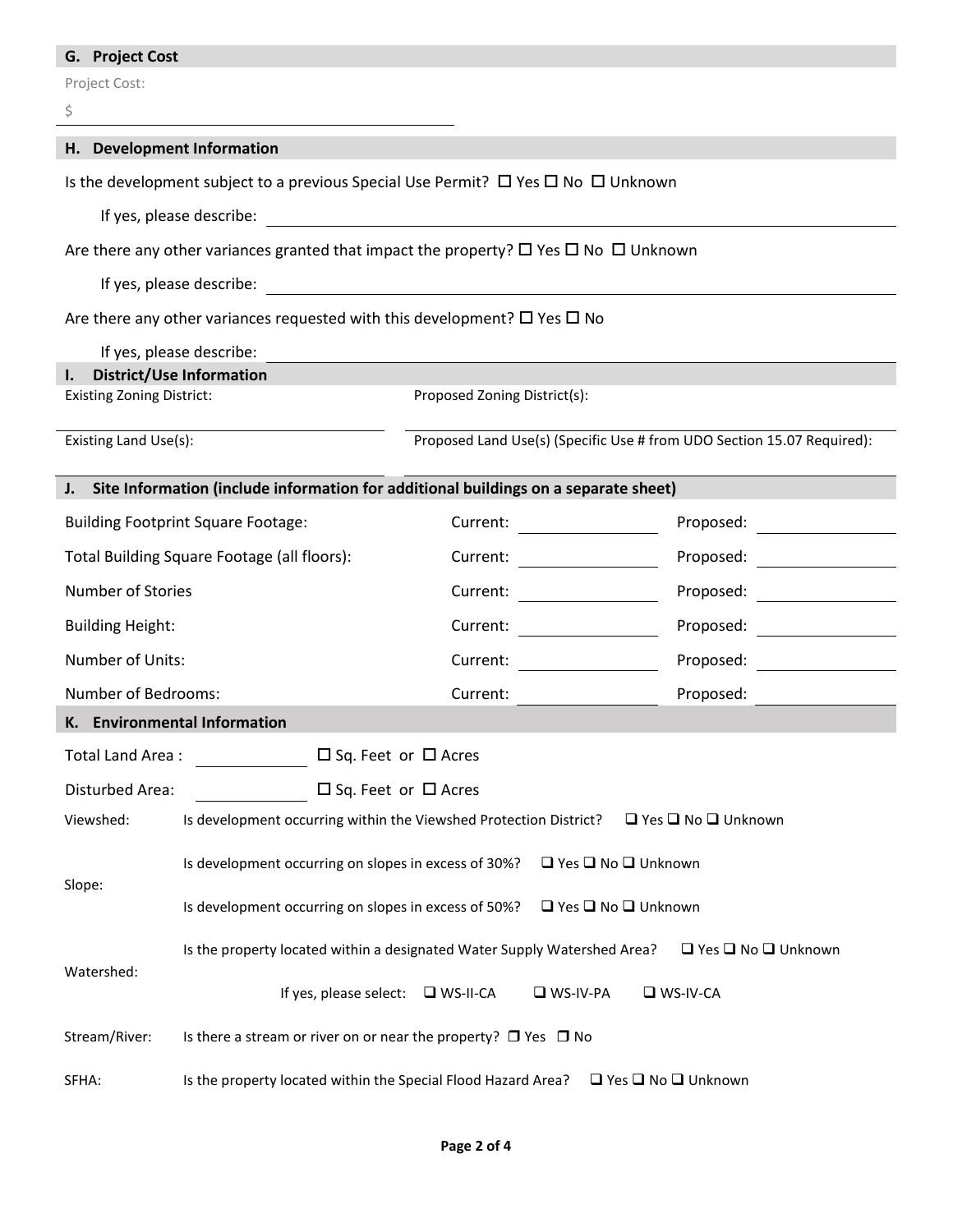## G. Project Cost

Project Cost:

$ ____________________

## H. Development Information

Is the development subject to a previous Special Use Permit? ☐ Yes ☐ No ☐ Unknown

If yes, please describe: ____________________

Are there any other variances granted that impact the property? ☐ Yes ☐ No ☐ Unknown

If yes, please describe: ____________________

Are there any other variances requested with this development? ☐ Yes ☐ No

If yes, please describe: ____________________

## I. District/Use Information

| Existing Zoning District: | Proposed Zoning District(s): |
|---|---|
| | |
| **Existing Land Use(s):** | **Proposed Land Use(s) (Specific Use # from UDO Section 15.07 Required):** |
| | |

## J. Site Information (include information for additional buildings on a separate sheet)

| | Current: | Proposed: |
|---|---|---|
| Building Footprint Square Footage: | | |
| Total Building Square Footage (all floors): | | |
| Number of Stories | | |
| Building Height: | | |
| Number of Units: | | |
| Number of Bedrooms: | | |

## K. Environmental Information

Total Land Area : ____________ ☐ Sq. Feet or ☐ Acres

Disturbed Area: ____________ ☐ Sq. Feet or ☐ Acres

| | |
|---|---|
| Viewshed: | Is development occurring within the Viewshed Protection District? ☐ Yes ☐ No ☐ Unknown |
| Slope: | Is development occurring on slopes in excess of 30%? ☐ Yes ☐ No ☐ Unknown |
| | Is development occurring on slopes in excess of 50%? ☐ Yes ☐ No ☐ Unknown |
| Watershed: | Is the property located within a designated Water Supply Watershed Area? ☐ Yes ☐ No ☐ Unknown |
| | If yes, please select: ☐ WS-II-CA ☐ WS-IV-PA ☐ WS-IV-CA |
| Stream/River: | Is there a stream or river on or near the property? ☐ Yes ☐ No |
| SFHA: | Is the property located within the Special Flood Hazard Area? ☐ Yes ☐ No ☐ Unknown |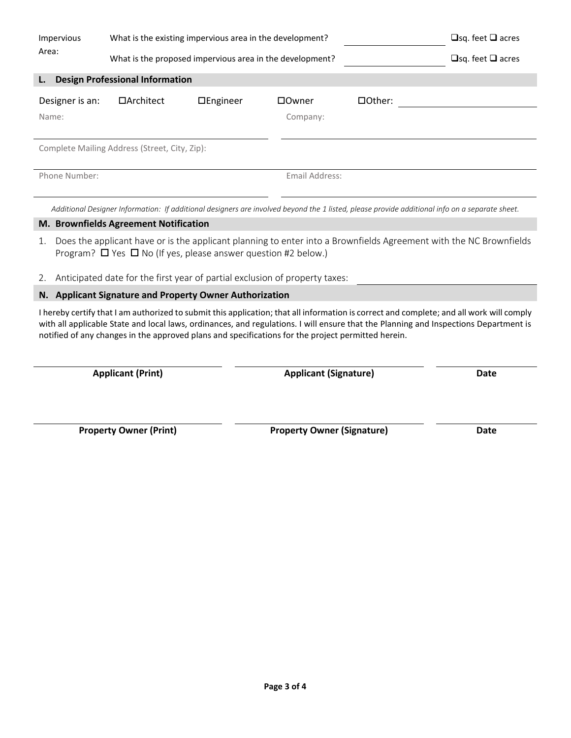| Impervious Area: | What is the existing impervious area in the development? | ______________ | ❑sq. feet ❑ acres |
|---|---|---|---|
| | What is the proposed impervious area in the development? | ______________ | ❑sq. feet ❑ acres |

## L. Design Professional Information

Designer is an: ☐Architect ☐Engineer ☐Owner ☐Other: ______________

Name: ______________ Company: ______________

Complete Mailing Address (Street, City, Zip): ______________

Phone Number: ______________ Email Address: ______________

*Additional Designer Information: If additional designers are involved beyond the 1 listed, please provide additional info on a separate sheet.*

## M. Brownfields Agreement Notification

1. Does the applicant have or is the applicant planning to enter into a Brownfields Agreement with the NC Brownfields Program? ☐ Yes ☐ No (If yes, please answer question #2 below.)
2. Anticipated date for the first year of partial exclusion of property taxes: ______________

## N. Applicant Signature and Property Owner Authorization

I hereby certify that I am authorized to submit this application; that all information is correct and complete; and all work will comply with all applicable State and local laws, ordinances, and regulations. I will ensure that the Planning and Inspections Department is notified of any changes in the approved plans and specifications for the project permitted herein.

| ______________ | ______________ | ______________ |
|---|---|---|
| **Applicant (Print)** | **Applicant (Signature)** | **Date** |

| ______________ | ______________ | ______________ |
|---|---|---|
| **Property Owner (Print)** | **Property Owner (Signature)** | **Date** |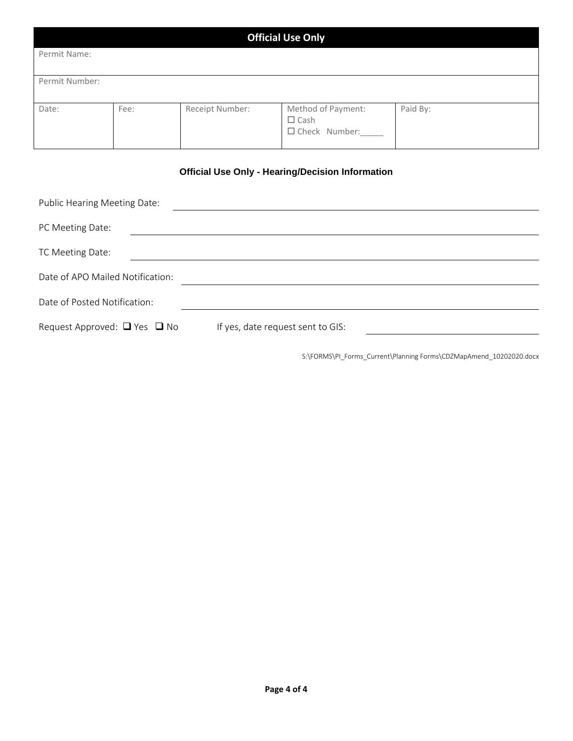| Official Use Only | | | | |
|---|---|---|---|---|
| Permit Name: | | | | |
| Permit Number: | | | | |
| Date: | Fee: | Receipt Number: | Method of Payment:<br>☐ Cash<br>☐ Check Number:_____ | Paid By: |

### Official Use Only - Hearing/Decision Information

Public Hearing Meeting Date: ______________________________

PC Meeting Date: ______________________________

TC Meeting Date: ______________________________

Date of APO Mailed Notification: ______________________________

Date of Posted Notification: ______________________________

Request Approved: ❑ Yes ❑ No If yes, date request sent to GIS: ______________________________

S:\FORMS\PI_Forms_Current\Planning Forms\CDZMapAmend_10202020.docx